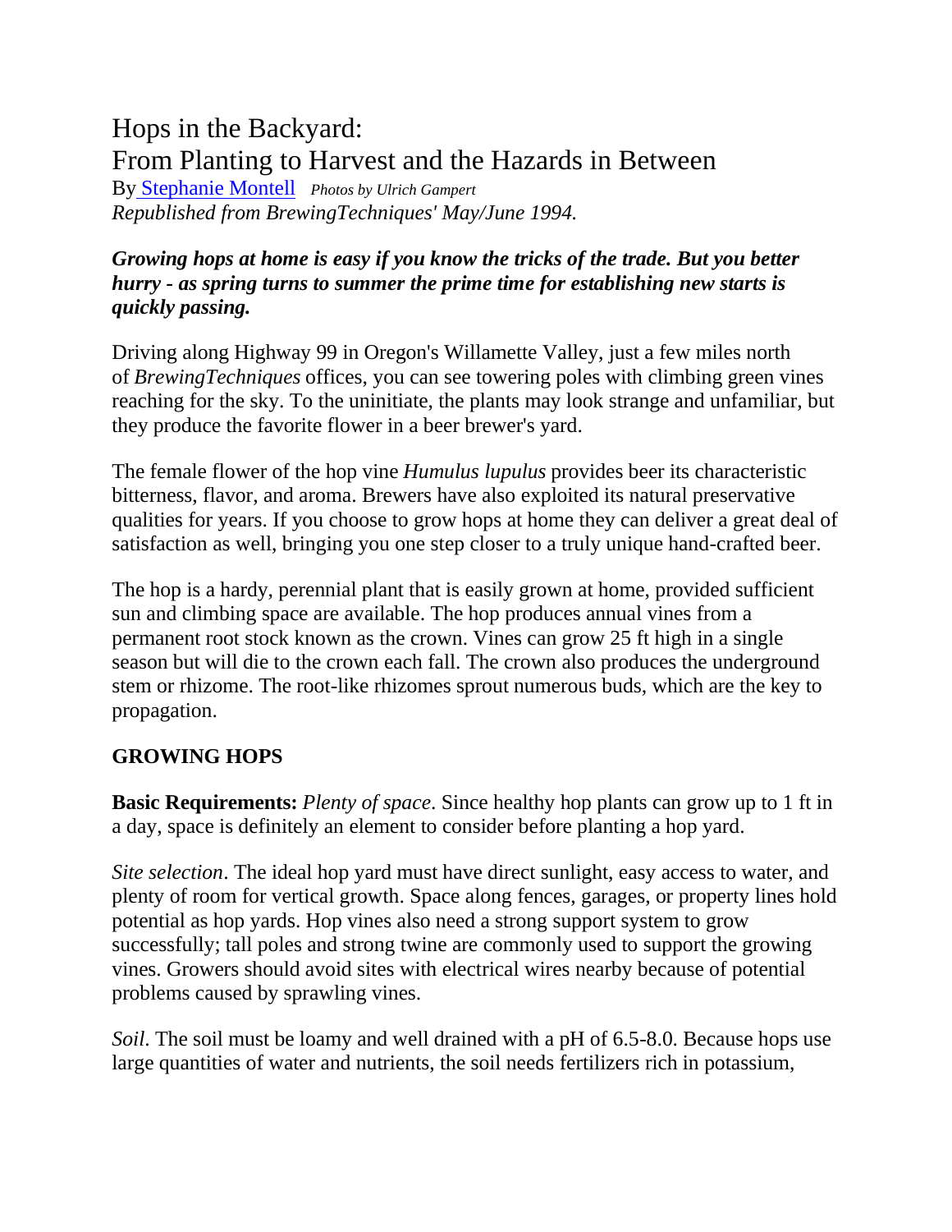# Hops in the Backyard:
# From Planting to Harvest and the Hazards in Between

By Stephanie Montell *Photos by Ulrich Gampert*
*Republished from BrewingTechniques' May/June 1994.*

***Growing hops at home is easy if you know the tricks of the trade. But you better hurry - as spring turns to summer the prime time for establishing new starts is quickly passing.***

Driving along Highway 99 in Oregon's Willamette Valley, just a few miles north of *BrewingTechniques* offices, you can see towering poles with climbing green vines reaching for the sky. To the uninitiate, the plants may look strange and unfamiliar, but they produce the favorite flower in a beer brewer's yard.

The female flower of the hop vine *Humulus lupulus* provides beer its characteristic bitterness, flavor, and aroma. Brewers have also exploited its natural preservative qualities for years. If you choose to grow hops at home they can deliver a great deal of satisfaction as well, bringing you one step closer to a truly unique hand-crafted beer.

The hop is a hardy, perennial plant that is easily grown at home, provided sufficient sun and climbing space are available. The hop produces annual vines from a permanent root stock known as the crown. Vines can grow 25 ft high in a single season but will die to the crown each fall. The crown also produces the underground stem or rhizome. The root-like rhizomes sprout numerous buds, which are the key to propagation.

## GROWING HOPS

**Basic Requirements:** *Plenty of space*. Since healthy hop plants can grow up to 1 ft in a day, space is definitely an element to consider before planting a hop yard.

*Site selection*. The ideal hop yard must have direct sunlight, easy access to water, and plenty of room for vertical growth. Space along fences, garages, or property lines hold potential as hop yards. Hop vines also need a strong support system to grow successfully; tall poles and strong twine are commonly used to support the growing vines. Growers should avoid sites with electrical wires nearby because of potential problems caused by sprawling vines.

*Soil*. The soil must be loamy and well drained with a pH of 6.5-8.0. Because hops use large quantities of water and nutrients, the soil needs fertilizers rich in potassium,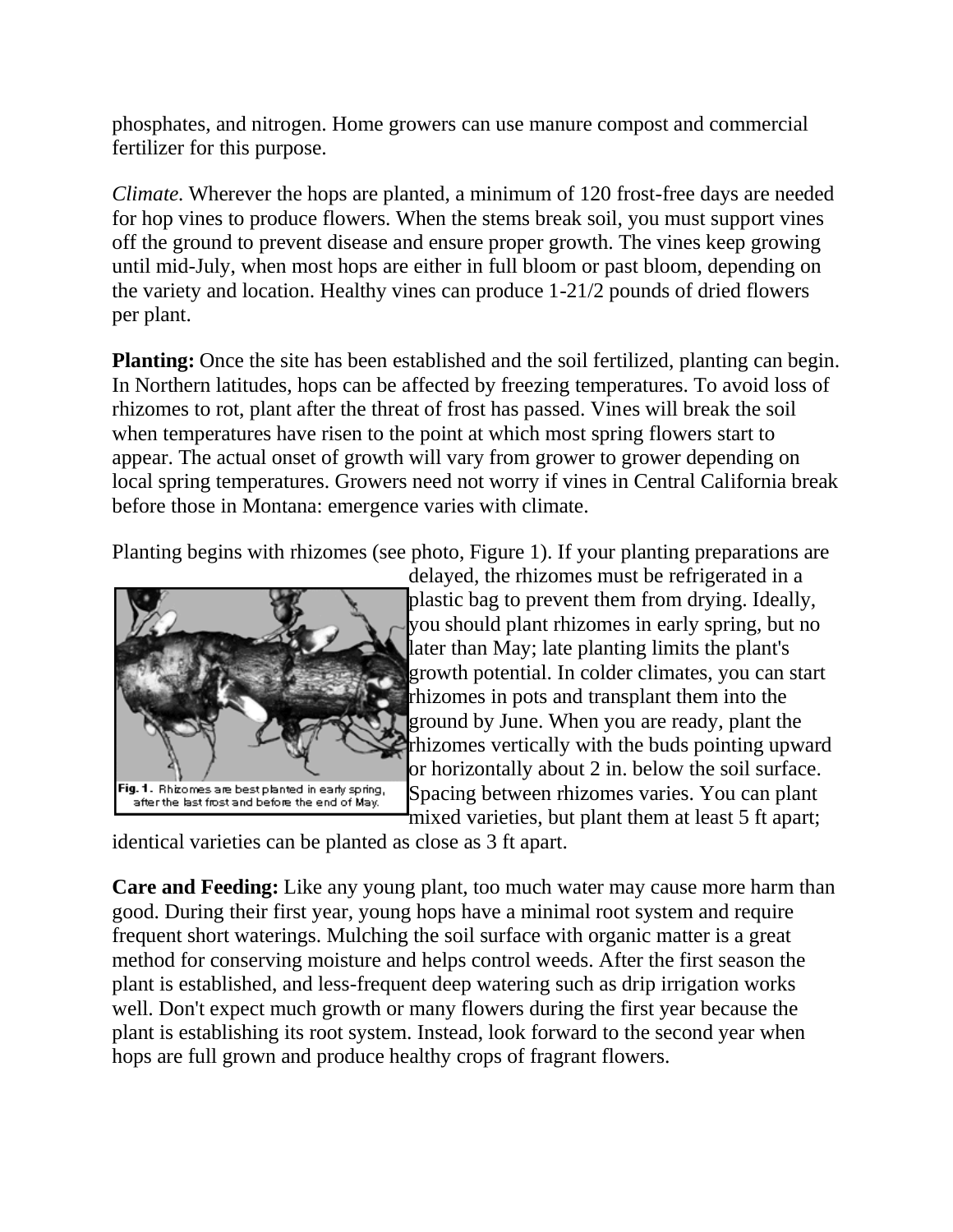phosphates, and nitrogen. Home growers can use manure compost and commercial fertilizer for this purpose.

*Climate.* Wherever the hops are planted, a minimum of 120 frost-free days are needed for hop vines to produce flowers. When the stems break soil, you must support vines off the ground to prevent disease and ensure proper growth. The vines keep growing until mid-July, when most hops are either in full bloom or past bloom, depending on the variety and location. Healthy vines can produce 1-21/2 pounds of dried flowers per plant.

**Planting:** Once the site has been established and the soil fertilized, planting can begin. In Northern latitudes, hops can be affected by freezing temperatures. To avoid loss of rhizomes to rot, plant after the threat of frost has passed. Vines will break the soil when temperatures have risen to the point at which most spring flowers start to appear. The actual onset of growth will vary from grower to grower depending on local spring temperatures. Growers need not worry if vines in Central California break before those in Montana: emergence varies with climate.

Planting begins with rhizomes (see photo, Figure 1). If your planting preparations are delayed, the rhizomes must be refrigerated in a plastic bag to prevent them from drying. Ideally, you should plant rhizomes in early spring, but no later than May; late planting limits the plant's growth potential. In colder climates, you can start rhizomes in pots and transplant them into the ground by June. When you are ready, plant the rhizomes vertically with the buds pointing upward or horizontally about 2 in. below the soil surface. Spacing between rhizomes varies. You can plant mixed varieties, but plant them at least 5 ft apart; identical varieties can be planted as close as 3 ft apart.

**Fig. 1.** Rhizomes are best planted in early spring, after the last frost and before the end of May.

**Care and Feeding:** Like any young plant, too much water may cause more harm than good. During their first year, young hops have a minimal root system and require frequent short waterings. Mulching the soil surface with organic matter is a great method for conserving moisture and helps control weeds. After the first season the plant is established, and less-frequent deep watering such as drip irrigation works well. Don't expect much growth or many flowers during the first year because the plant is establishing its root system. Instead, look forward to the second year when hops are full grown and produce healthy crops of fragrant flowers.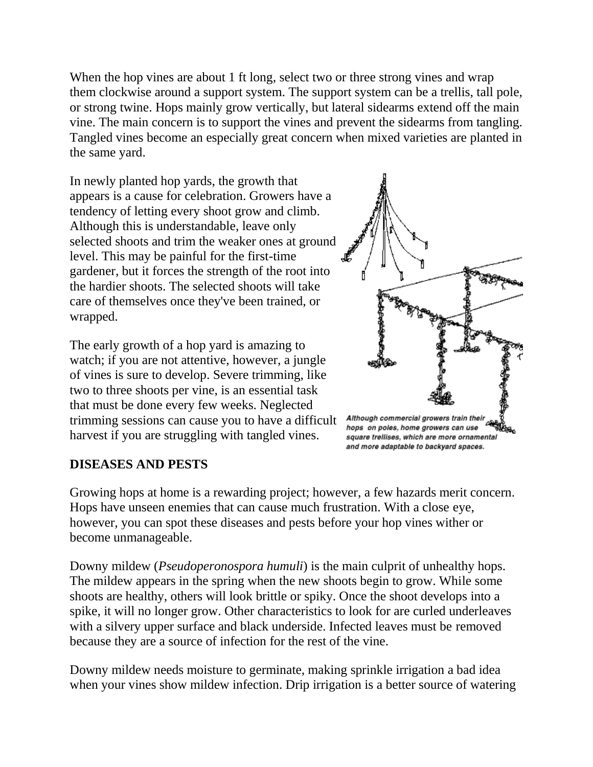When the hop vines are about 1 ft long, select two or three strong vines and wrap them clockwise around a support system. The support system can be a trellis, tall pole, or strong twine. Hops mainly grow vertically, but lateral sidearms extend off the main vine. The main concern is to support the vines and prevent the sidearms from tangling. Tangled vines become an especially great concern when mixed varieties are planted in the same yard.

In newly planted hop yards, the growth that appears is a cause for celebration. Growers have a tendency of letting every shoot grow and climb. Although this is understandable, leave only selected shoots and trim the weaker ones at ground level. This may be painful for the first-time gardener, but it forces the strength of the root into the hardier shoots. The selected shoots will take care of themselves once they've been trained, or wrapped.

The early growth of a hop yard is amazing to watch; if you are not attentive, however, a jungle of vines is sure to develop. Severe trimming, like two to three shoots per vine, is an essential task that must be done every few weeks. Neglected trimming sessions can cause you to have a difficult harvest if you are struggling with tangled vines.

*Although commercial growers train their hops on poles, home growers can use square trellises, which are more ornamental and more adaptable to backyard spaces.*

**DISEASES AND PESTS**

Growing hops at home is a rewarding project; however, a few hazards merit concern. Hops have unseen enemies that can cause much frustration. With a close eye, however, you can spot these diseases and pests before your hop vines wither or become unmanageable.

Downy mildew (*Pseudoperonospora humuli*) is the main culprit of unhealthy hops. The mildew appears in the spring when the new shoots begin to grow. While some shoots are healthy, others will look brittle or spiky. Once the shoot develops into a spike, it will no longer grow. Other characteristics to look for are curled underleaves with a silvery upper surface and black underside. Infected leaves must be removed because they are a source of infection for the rest of the vine.

Downy mildew needs moisture to germinate, making sprinkle irrigation a bad idea when your vines show mildew infection. Drip irrigation is a better source of watering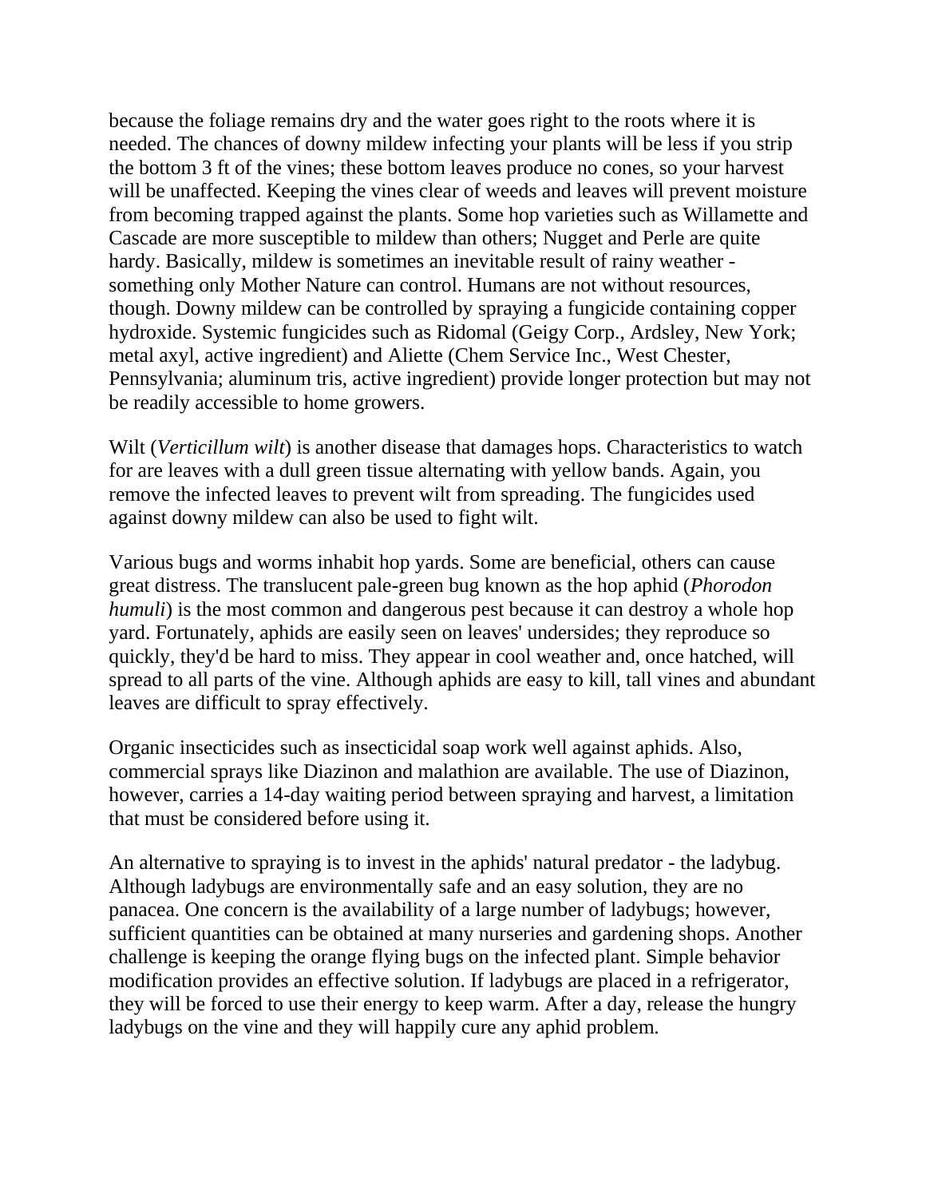because the foliage remains dry and the water goes right to the roots where it is needed. The chances of downy mildew infecting your plants will be less if you strip the bottom 3 ft of the vines; these bottom leaves produce no cones, so your harvest will be unaffected. Keeping the vines clear of weeds and leaves will prevent moisture from becoming trapped against the plants. Some hop varieties such as Willamette and Cascade are more susceptible to mildew than others; Nugget and Perle are quite hardy. Basically, mildew is sometimes an inevitable result of rainy weather - something only Mother Nature can control. Humans are not without resources, though. Downy mildew can be controlled by spraying a fungicide containing copper hydroxide. Systemic fungicides such as Ridomal (Geigy Corp., Ardsley, New York; metal axyl, active ingredient) and Aliette (Chem Service Inc., West Chester, Pennsylvania; aluminum tris, active ingredient) provide longer protection but may not be readily accessible to home growers.

Wilt (*Verticillum wilt*) is another disease that damages hops. Characteristics to watch for are leaves with a dull green tissue alternating with yellow bands. Again, you remove the infected leaves to prevent wilt from spreading. The fungicides used against downy mildew can also be used to fight wilt.

Various bugs and worms inhabit hop yards. Some are beneficial, others can cause great distress. The translucent pale-green bug known as the hop aphid (*Phorodon humuli*) is the most common and dangerous pest because it can destroy a whole hop yard. Fortunately, aphids are easily seen on leaves' undersides; they reproduce so quickly, they'd be hard to miss. They appear in cool weather and, once hatched, will spread to all parts of the vine. Although aphids are easy to kill, tall vines and abundant leaves are difficult to spray effectively.

Organic insecticides such as insecticidal soap work well against aphids. Also, commercial sprays like Diazinon and malathion are available. The use of Diazinon, however, carries a 14-day waiting period between spraying and harvest, a limitation that must be considered before using it.

An alternative to spraying is to invest in the aphids' natural predator - the ladybug. Although ladybugs are environmentally safe and an easy solution, they are no panacea. One concern is the availability of a large number of ladybugs; however, sufficient quantities can be obtained at many nurseries and gardening shops. Another challenge is keeping the orange flying bugs on the infected plant. Simple behavior modification provides an effective solution. If ladybugs are placed in a refrigerator, they will be forced to use their energy to keep warm. After a day, release the hungry ladybugs on the vine and they will happily cure any aphid problem.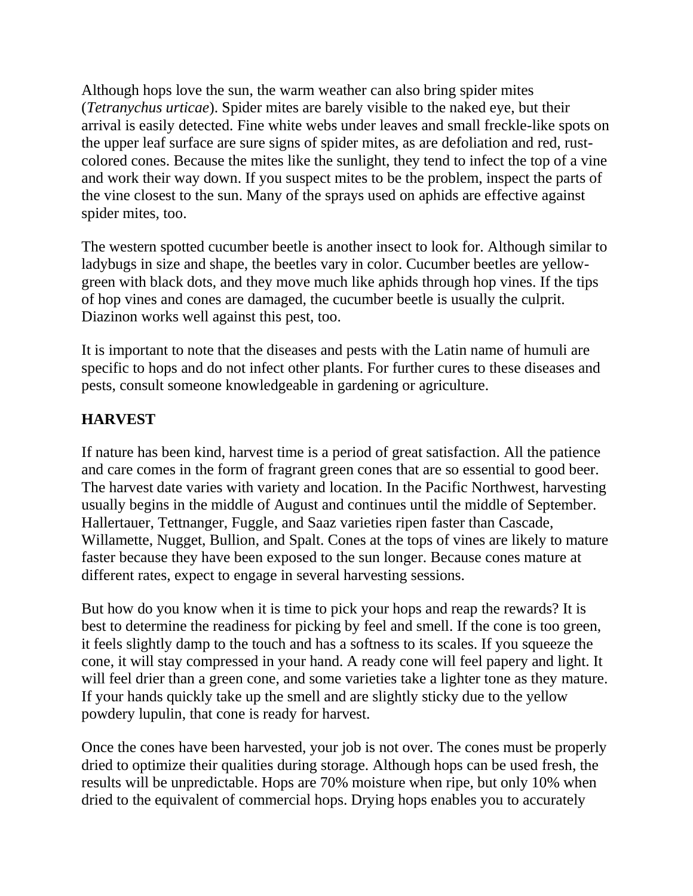Although hops love the sun, the warm weather can also bring spider mites (*Tetranychus urticae*). Spider mites are barely visible to the naked eye, but their arrival is easily detected. Fine white webs under leaves and small freckle-like spots on the upper leaf surface are sure signs of spider mites, as are defoliation and red, rust-colored cones. Because the mites like the sunlight, they tend to infect the top of a vine and work their way down. If you suspect mites to be the problem, inspect the parts of the vine closest to the sun. Many of the sprays used on aphids are effective against spider mites, too.

The western spotted cucumber beetle is another insect to look for. Although similar to ladybugs in size and shape, the beetles vary in color. Cucumber beetles are yellow-green with black dots, and they move much like aphids through hop vines. If the tips of hop vines and cones are damaged, the cucumber beetle is usually the culprit. Diazinon works well against this pest, too.

It is important to note that the diseases and pests with the Latin name of humuli are specific to hops and do not infect other plants. For further cures to these diseases and pests, consult someone knowledgeable in gardening or agriculture.

## HARVEST

If nature has been kind, harvest time is a period of great satisfaction. All the patience and care comes in the form of fragrant green cones that are so essential to good beer. The harvest date varies with variety and location. In the Pacific Northwest, harvesting usually begins in the middle of August and continues until the middle of September. Hallertauer, Tettnanger, Fuggle, and Saaz varieties ripen faster than Cascade, Willamette, Nugget, Bullion, and Spalt. Cones at the tops of vines are likely to mature faster because they have been exposed to the sun longer. Because cones mature at different rates, expect to engage in several harvesting sessions.

But how do you know when it is time to pick your hops and reap the rewards? It is best to determine the readiness for picking by feel and smell. If the cone is too green, it feels slightly damp to the touch and has a softness to its scales. If you squeeze the cone, it will stay compressed in your hand. A ready cone will feel papery and light. It will feel drier than a green cone, and some varieties take a lighter tone as they mature. If your hands quickly take up the smell and are slightly sticky due to the yellow powdery lupulin, that cone is ready for harvest.

Once the cones have been harvested, your job is not over. The cones must be properly dried to optimize their qualities during storage. Although hops can be used fresh, the results will be unpredictable. Hops are 70% moisture when ripe, but only 10% when dried to the equivalent of commercial hops. Drying hops enables you to accurately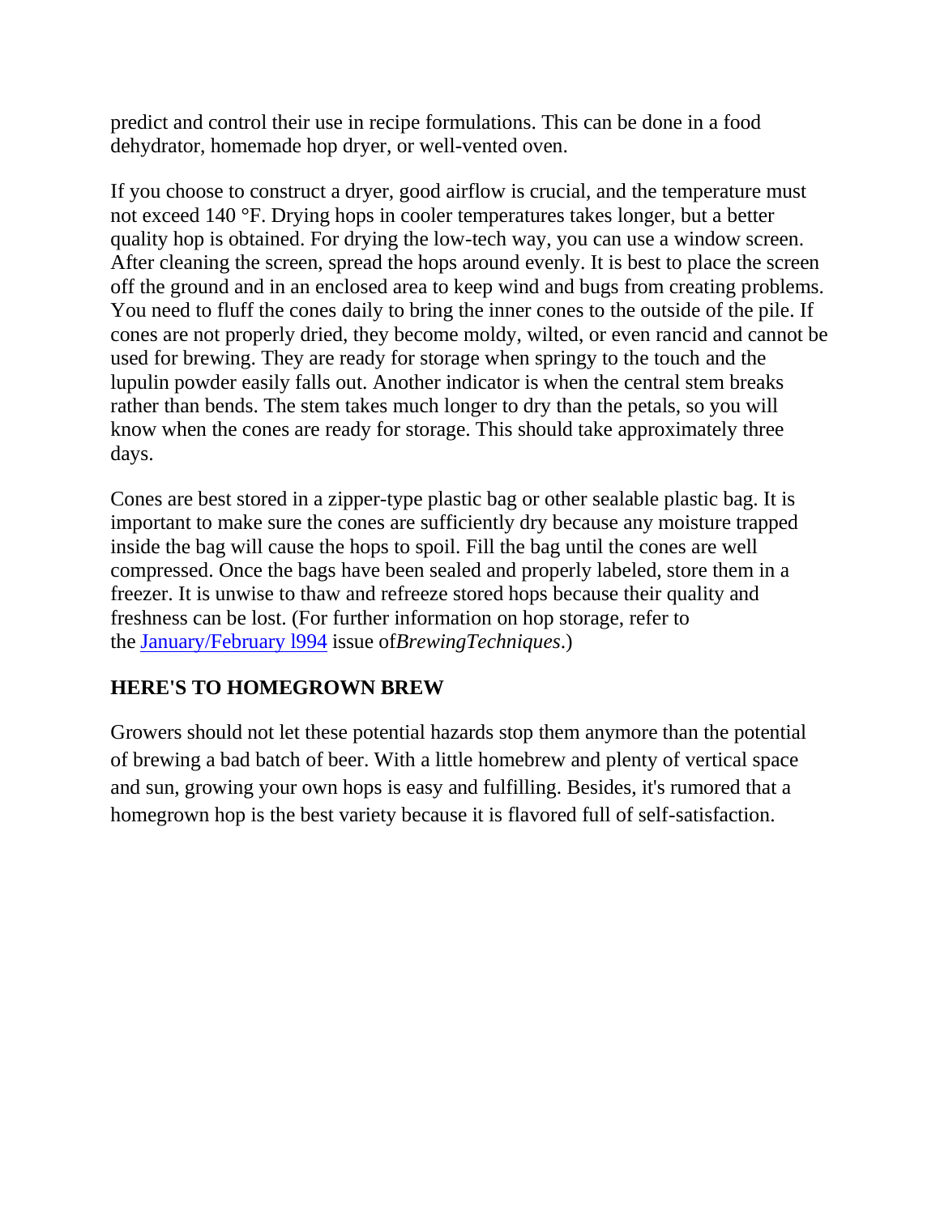predict and control their use in recipe formulations. This can be done in a food dehydrator, homemade hop dryer, or well-vented oven.

If you choose to construct a dryer, good airflow is crucial, and the temperature must not exceed 140 °F. Drying hops in cooler temperatures takes longer, but a better quality hop is obtained. For drying the low-tech way, you can use a window screen. After cleaning the screen, spread the hops around evenly. It is best to place the screen off the ground and in an enclosed area to keep wind and bugs from creating problems. You need to fluff the cones daily to bring the inner cones to the outside of the pile. If cones are not properly dried, they become moldy, wilted, or even rancid and cannot be used for brewing. They are ready for storage when springy to the touch and the lupulin powder easily falls out. Another indicator is when the central stem breaks rather than bends. The stem takes much longer to dry than the petals, so you will know when the cones are ready for storage. This should take approximately three days.

Cones are best stored in a zipper-type plastic bag or other sealable plastic bag. It is important to make sure the cones are sufficiently dry because any moisture trapped inside the bag will cause the hops to spoil. Fill the bag until the cones are well compressed. Once the bags have been sealed and properly labeled, store them in a freezer. It is unwise to thaw and refreeze stored hops because their quality and freshness can be lost. (For further information on hop storage, refer to the January/February l994 issue of*BrewingTechniques*.)

**HERE'S TO HOMEGROWN BREW**

Growers should not let these potential hazards stop them anymore than the potential of brewing a bad batch of beer. With a little homebrew and plenty of vertical space and sun, growing your own hops is easy and fulfilling. Besides, it's rumored that a homegrown hop is the best variety because it is flavored full of self-satisfaction.